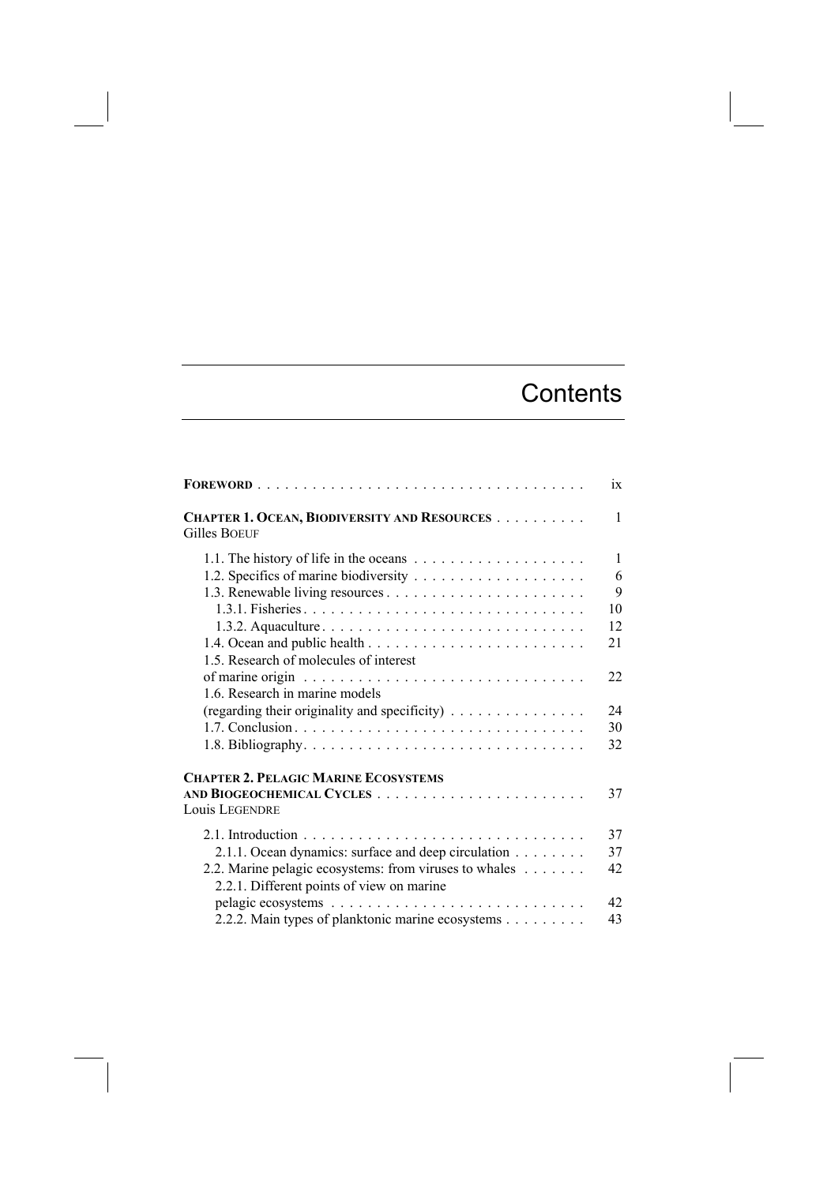# Contents

| | |
|---|---|
| **FOREWORD** | ix |
| **CHAPTER 1. OCEAN, BIODIVERSITY AND RESOURCES**<br>Gilles BOEUF | 1 |
| 1.1. The history of life in the oceans | 1 |
| 1.2. Specifics of marine biodiversity | 6 |
| 1.3. Renewable living resources | 9 |
| 1.3.1. Fisheries | 10 |
| 1.3.2. Aquaculture | 12 |
| 1.4. Ocean and public health | 21 |
| 1.5. Research of molecules of interest of marine origin | 22 |
| 1.6. Research in marine models (regarding their originality and specificity) | 24 |
| 1.7. Conclusion | 30 |
| 1.8. Bibliography | 32 |
| **CHAPTER 2. PELAGIC MARINE ECOSYSTEMS AND BIOGEOCHEMICAL CYCLES**<br>Louis LEGENDRE | 37 |
| 2.1. Introduction | 37 |
| 2.1.1. Ocean dynamics: surface and deep circulation | 37 |
| 2.2. Marine pelagic ecosystems: from viruses to whales | 42 |
| 2.2.1. Different points of view on marine pelagic ecosystems | 42 |
| 2.2.2. Main types of planktonic marine ecosystems | 43 |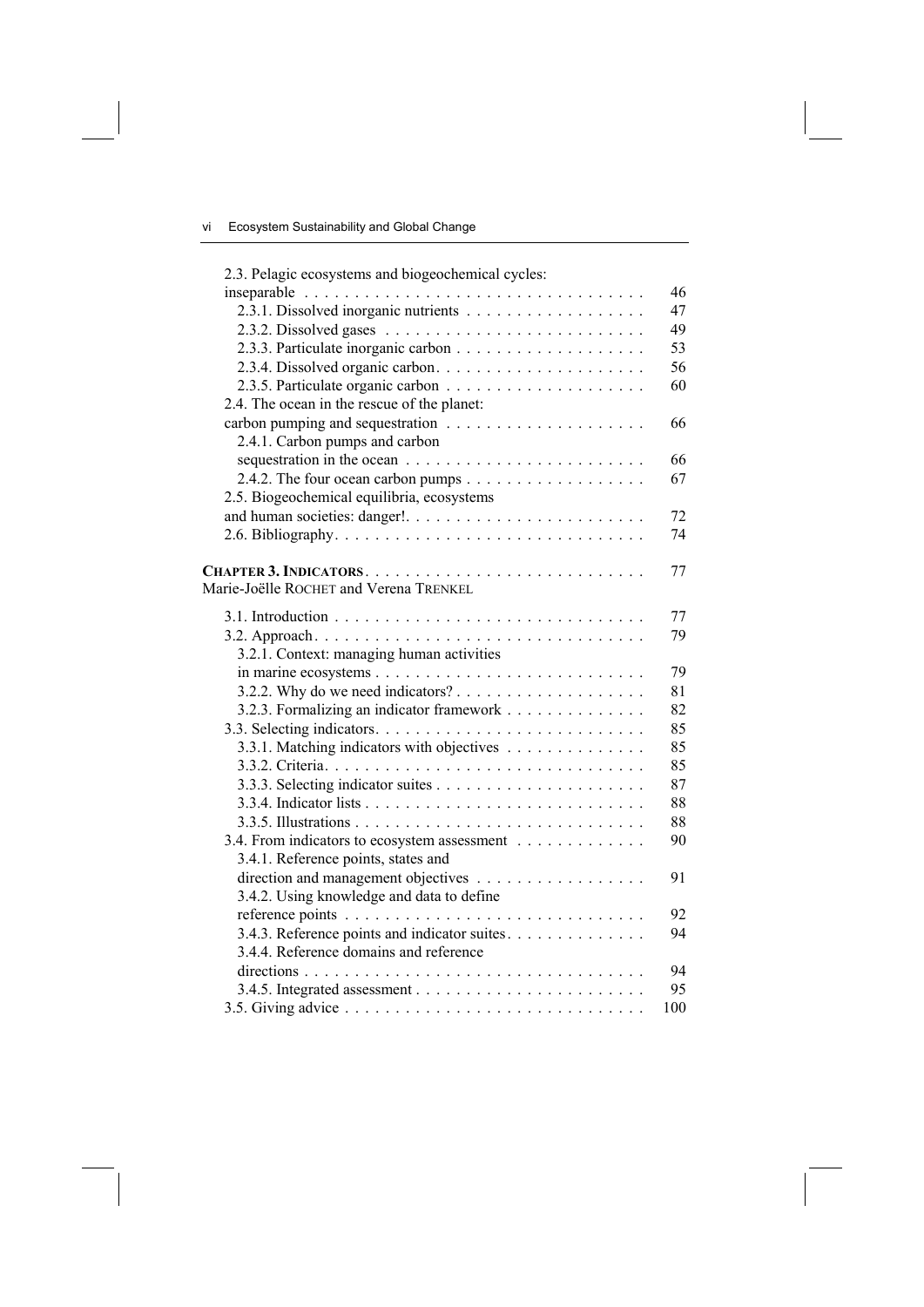2.3. Pelagic ecosystems and biogeochemical cycles: inseparable . . . . . . . . . . . . . . . . . . . . . . . . . . . . . . . . . . 46

2.3.1. Dissolved inorganic nutrients . . . . . . . . . . . . . . . . . . 47

2.3.2. Dissolved gases . . . . . . . . . . . . . . . . . . . . . . . . . . 49

2.3.3. Particulate inorganic carbon . . . . . . . . . . . . . . . . . . . 53

2.3.4. Dissolved organic carbon. . . . . . . . . . . . . . . . . . . . . 56

2.3.5. Particulate organic carbon . . . . . . . . . . . . . . . . . . . . 60

2.4. The ocean in the rescue of the planet: carbon pumping and sequestration . . . . . . . . . . . . . . . . . . . . 66

2.4.1. Carbon pumps and carbon sequestration in the ocean . . . . . . . . . . . . . . . . . . . . . . . . 66

2.4.2. The four ocean carbon pumps . . . . . . . . . . . . . . . . . . 67

2.5. Biogeochemical equilibria, ecosystems and human societies: danger!. . . . . . . . . . . . . . . . . . . . . . . . 72

2.6. Bibliography. . . . . . . . . . . . . . . . . . . . . . . . . . . . . . . 74

**CHAPTER 3. INDICATORS** . . . . . . . . . . . . . . . . . . . . . . . . . . . . 77

Marie-Joëlle ROCHET and Verena TRENKEL

3.1. Introduction . . . . . . . . . . . . . . . . . . . . . . . . . . . . . . . 77

3.2. Approach. . . . . . . . . . . . . . . . . . . . . . . . . . . . . . . . . 79

3.2.1. Context: managing human activities in marine ecosystems . . . . . . . . . . . . . . . . . . . . . . . . . . 79

3.2.2. Why do we need indicators? . . . . . . . . . . . . . . . . . . . 81

3.2.3. Formalizing an indicator framework . . . . . . . . . . . . . . 82

3.3. Selecting indicators. . . . . . . . . . . . . . . . . . . . . . . . . . . 85

3.3.1. Matching indicators with objectives . . . . . . . . . . . . . . 85

3.3.2. Criteria. . . . . . . . . . . . . . . . . . . . . . . . . . . . . . . . 85

3.3.3. Selecting indicator suites . . . . . . . . . . . . . . . . . . . . . 87

3.3.4. Indicator lists . . . . . . . . . . . . . . . . . . . . . . . . . . . . 88

3.3.5. Illustrations . . . . . . . . . . . . . . . . . . . . . . . . . . . . . 88

3.4. From indicators to ecosystem assessment . . . . . . . . . . . . . 90

3.4.1. Reference points, states and direction and management objectives . . . . . . . . . . . . . . . . . 91

3.4.2. Using knowledge and data to define reference points . . . . . . . . . . . . . . . . . . . . . . . . . . . . . . 92

3.4.3. Reference points and indicator suites. . . . . . . . . . . . . . 94

3.4.4. Reference domains and reference directions . . . . . . . . . . . . . . . . . . . . . . . . . . . . . . . . . . 94

3.4.5. Integrated assessment . . . . . . . . . . . . . . . . . . . . . . . 95

3.5. Giving advice . . . . . . . . . . . . . . . . . . . . . . . . . . . . . . 100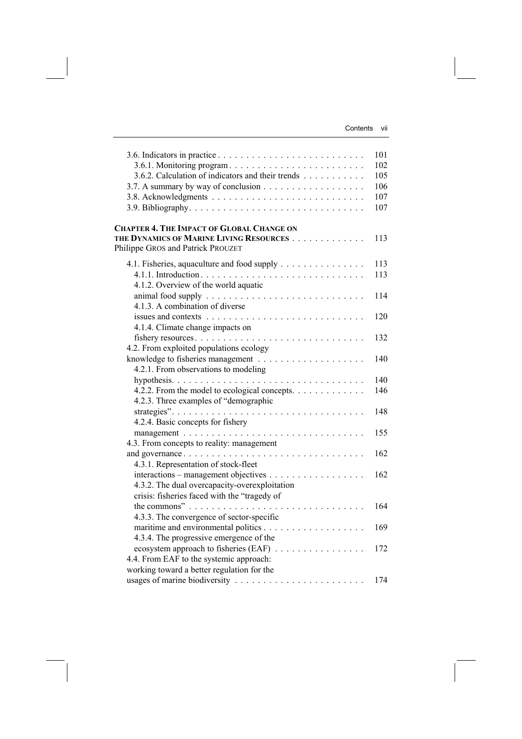3.6. Indicators in practice . . . . . . . . . . . . . . . . . . . . . . . . . . 101
- 3.6.1. Monitoring program . . . . . . . . . . . . . . . . . . . . . . . . 102
- 3.6.2. Calculation of indicators and their trends . . . . . . . . . . . 105

3.7. A summary by way of conclusion . . . . . . . . . . . . . . . . . . 106
3.8. Acknowledgments . . . . . . . . . . . . . . . . . . . . . . . . . . . 107
3.9. Bibliography . . . . . . . . . . . . . . . . . . . . . . . . . . . . . . 107

**CHAPTER 4. THE IMPACT OF GLOBAL CHANGE ON THE DYNAMICS OF MARINE LIVING RESOURCES** . . . . . . . . . . . . . 113
Philippe GROS and Patrick PROUZET

4.1. Fisheries, aquaculture and food supply . . . . . . . . . . . . . . . 113
- 4.1.1. Introduction . . . . . . . . . . . . . . . . . . . . . . . . . . . . . 113
- 4.1.2. Overview of the world aquatic animal food supply . . . . . . . . . . . . . . . . . . . . . . . . . . . . 114
- 4.1.3. A combination of diverse issues and contexts . . . . . . . . . . . . . . . . . . . . . . . . . . . . 120
- 4.1.4. Climate change impacts on fishery resources . . . . . . . . . . . . . . . . . . . . . . . . . . . . . 132

4.2. From exploited populations ecology knowledge to fisheries management . . . . . . . . . . . . . . . . . . . 140
- 4.2.1. From observations to modeling hypothesis . . . . . . . . . . . . . . . . . . . . . . . . . . . . . . . . . 140
- 4.2.2. From the model to ecological concepts . . . . . . . . . . . . . 146
- 4.2.3. Three examples of "demographic strategies" . . . . . . . . . . . . . . . . . . . . . . . . . . . . . . . . . 148
- 4.2.4. Basic concepts for fishery management . . . . . . . . . . . . . . . . . . . . . . . . . . . . . . . . 155

4.3. From concepts to reality: management and governance . . . . . . . . . . . . . . . . . . . . . . . . . . . . . . . . 162
- 4.3.1. Representation of stock-fleet interactions – management objectives . . . . . . . . . . . . . . . . . 162
- 4.3.2. The dual overcapacity-overexploitation crisis: fisheries faced with the "tragedy of the commons" . . . . . . . . . . . . . . . . . . . . . . . . . . . . . . . 164
- 4.3.3. The convergence of sector-specific maritime and environmental politics . . . . . . . . . . . . . . . . . . 169
- 4.3.4. The progressive emergence of the ecosystem approach to fisheries (EAF) . . . . . . . . . . . . . . . . 172

4.4. From EAF to the systemic approach: working toward a better regulation for the usages of marine biodiversity . . . . . . . . . . . . . . . . . . . . . . . 174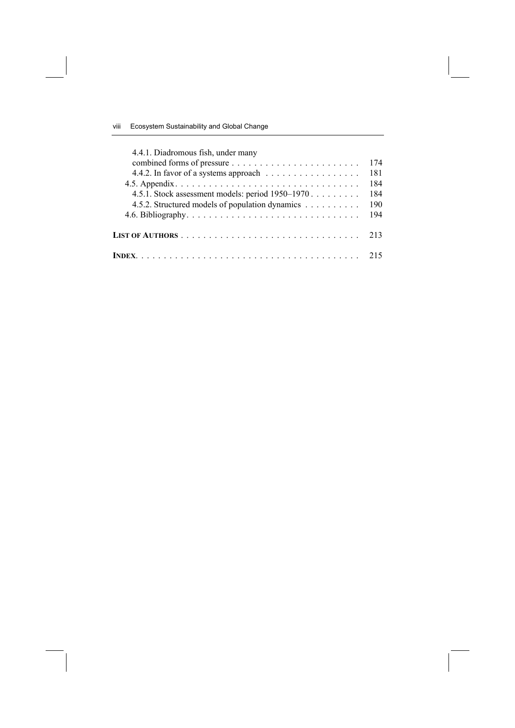4.4.1. Diadromous fish, under many combined forms of pressure . . . . . . . . . . . . . . . . . . . . . . . . 174
4.4.2. In favor of a systems approach . . . . . . . . . . . . . . . . . 181
4.5. Appendix . . . . . . . . . . . . . . . . . . . . . . . . . . . . . . . . . 184
4.5.1. Stock assessment models: period 1950–1970 . . . . . . . . . 184
4.5.2. Structured models of population dynamics . . . . . . . . . . 190
4.6. Bibliography . . . . . . . . . . . . . . . . . . . . . . . . . . . . . . . 194

**List of Authors** . . . . . . . . . . . . . . . . . . . . . . . . . . . . . . . . 213

**Index** . . . . . . . . . . . . . . . . . . . . . . . . . . . . . . . . . . . . . . 215